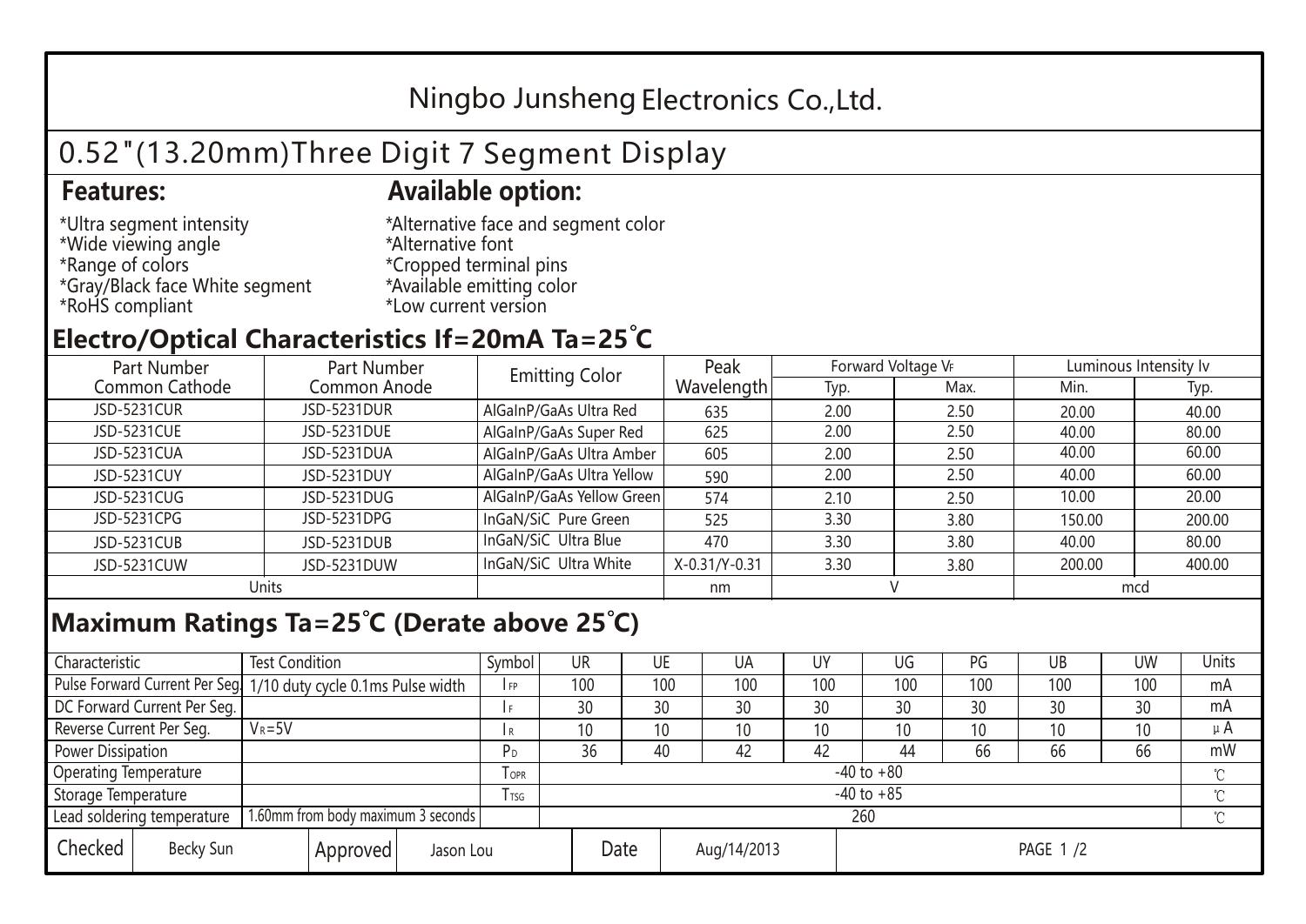# Ningbo Junsheng Electronics Co.,Ltd.

## 0.52"(13.20mm)Three Digit 7 Segment Display

### Features:

*Ultra segment intensity
*Wide viewing angle
*Range of colors
*Gray/Black face White segment
*RoHS compliant

### Available option:

*Alternative face and segment color
*Alternative font
*Cropped terminal pins
*Available emitting color
*Low current version

## Electro/Optical Characteristics If=20mA Ta=25°C

| Part Number Common Cathode | Part Number Common Anode | Emitting Color | Peak Wavelength | Forward Voltage $V_F$ | | Luminous Intensity Iv | |
|---|---|---|---|---|---|---|---|
| | | | | Typ. | Max. | Min. | Typ. |
| JSD-5231CUR | JSD-5231DUR | AlGaInP/GaAs Ultra Red | 635 | 2.00 | 2.50 | 20.00 | 40.00 |
| JSD-5231CUE | JSD-5231DUE | AlGaInP/GaAs Super Red | 625 | 2.00 | 2.50 | 40.00 | 80.00 |
| JSD-5231CUA | JSD-5231DUA | AlGaInP/GaAs Ultra Amber | 605 | 2.00 | 2.50 | 40.00 | 60.00 |
| JSD-5231CUY | JSD-5231DUY | AlGaInP/GaAs Ultra Yellow | 590 | 2.00 | 2.50 | 40.00 | 60.00 |
| JSD-5231CUG | JSD-5231DUG | AlGaInP/GaAs Yellow Green | 574 | 2.10 | 2.50 | 10.00 | 20.00 |
| JSD-5231CPG | JSD-5231DPG | InGaN/SiC Pure Green | 525 | 3.30 | 3.80 | 150.00 | 200.00 |
| JSD-5231CUB | JSD-5231DUB | InGaN/SiC Ultra Blue | 470 | 3.30 | 3.80 | 40.00 | 80.00 |
| JSD-5231CUW | JSD-5231DUW | InGaN/SiC Ultra White | X-0.31/Y-0.31 | 3.30 | 3.80 | 200.00 | 400.00 |
| Units | | | nm | V | | mcd | |

## Maximum Ratings Ta=25°C (Derate above 25°C)

| Characteristic | Test Condition | Symbol | UR | UE | UA | UY | UG | PG | UB | UW | Units |
|---|---|---|---|---|---|---|---|---|---|---|---|
| Pulse Forward Current Per Seg. | 1/10 duty cycle 0.1ms Pulse width | $I_{FP}$ | 100 | 100 | 100 | 100 | 100 | 100 | 100 | 100 | mA |
| DC Forward Current Per Seg. | | $I_F$ | 30 | 30 | 30 | 30 | 30 | 30 | 30 | 30 | mA |
| Reverse Current Per Seg. | $V_R$=5V | $I_R$ | 10 | 10 | 10 | 10 | 10 | 10 | 10 | 10 | μA |
| Power Dissipation | | $P_D$ | 36 | 40 | 42 | 42 | 44 | 66 | 66 | 66 | mW |
| Operating Temperature | | $T_{OPR}$ | -40 to +80 | | | | | | | | ℃ |
| Storage Temperature | | $T_{TSG}$ | -40 to +85 | | | | | | | | ℃ |
| Lead soldering temperature | 1.60mm from body maximum 3 seconds | | 260 | | | | | | | | ℃ |

| Checked | Becky Sun | Approved | Jason Lou | Date | Aug/14/2013 |
|---|---|---|---|---|---|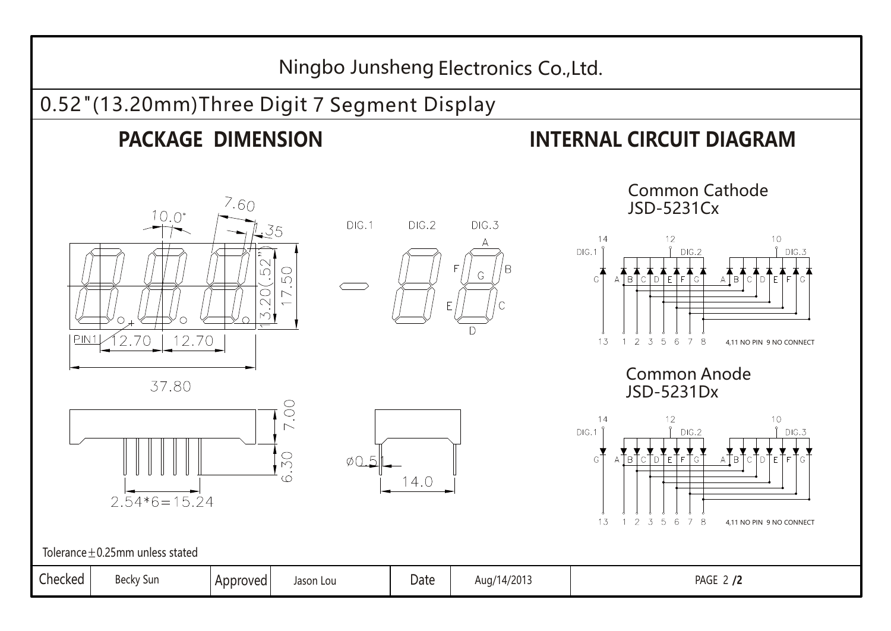Ningbo Junsheng Electronics Co.,Ltd.

0.52"(13.20mm)Three Digit 7 Segment Display

## PACKAGE DIMENSION

10.0°
7.60
1.35
13.20(.52")
17.50
PIN1
12.70
12.70
37.80
DIG.1
DIG.2
DIG.3
A
B
C
D
E
F
G
7.00
6.30
2.54*6=15.24
Ø0.51
14.0

## INTERNAL CIRCUIT DIAGRAM

Common Cathode
JSD-5231Cx

14
12
10
DIG.1
DIG.2
DIG.3
G
A B C D E F G
A B C D E F G
13 1 2 3 5 6 7 8
4,11 NO PIN 9 NO CONNECT

Common Anode
JSD-5231Dx

14
12
10
DIG.1
DIG.2
DIG.3
G
A B C D E F G
A B C D E F G
13 1 2 3 5 6 7 8
4,11 NO PIN 9 NO CONNECT

Tolerance ±0.25mm unless stated

| Checked | Becky Sun | Approved | Jason Lou | Date | Aug/14/2013 |
|---|---|---|---|---|---|